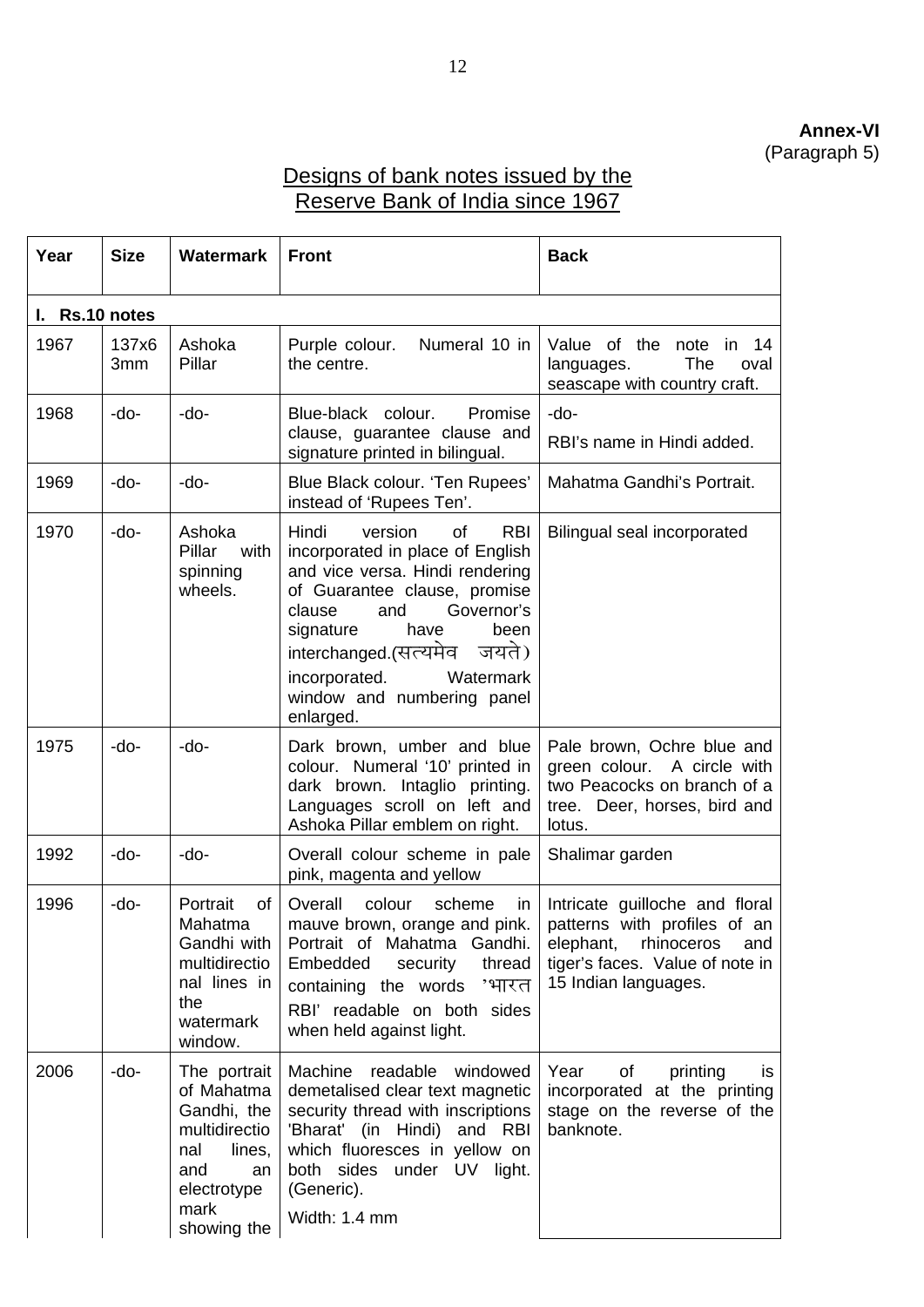**Annex-VI**
(Paragraph 5)

## Designs of bank notes issued by the Reserve Bank of India since 1967

| Year | Size | Watermark | Front | Back |
|---|---|---|---|---|
| **I. Rs.10 notes** | | | | |
| 1967 | 137x63mm | Ashoka Pillar | Purple colour. Numeral 10 in the centre. | Value of the note in 14 languages. The oval seascape with country craft. |
| 1968 | -do- | -do- | Blue-black colour. Promise clause, guarantee clause and signature printed in bilingual. | -do- RBI's name in Hindi added. |
| 1969 | -do- | -do- | Blue Black colour. 'Ten Rupees' instead of 'Rupees Ten'. | Mahatma Gandhi's Portrait. |
| 1970 | -do- | Ashoka Pillar with spinning wheels. | Hindi version of RBI incorporated in place of English and vice versa. Hindi rendering of Guarantee clause, promise clause and Governor's signature have been interchanged.(सत्यमेव जयते) incorporated. Watermark window and numbering panel enlarged. | Bilingual seal incorporated |
| 1975 | -do- | -do- | Dark brown, umber and blue colour. Numeral '10' printed in dark brown. Intaglio printing. Languages scroll on left and Ashoka Pillar emblem on right. | Pale brown, Ochre blue and green colour. A circle with two Peacocks on branch of a tree. Deer, horses, bird and lotus. |
| 1992 | -do- | -do- | Overall colour scheme in pale pink, magenta and yellow | Shalimar garden |
| 1996 | -do- | Portrait of Mahatma Gandhi with multidirectional lines in the watermark window. | Overall colour scheme in mauve brown, orange and pink. Portrait of Mahatma Gandhi. Embedded security thread containing the words 'भारत RBI' readable on both sides when held against light. | Intricate guilloche and floral patterns with profiles of an elephant, rhinoceros and tiger's faces. Value of note in 15 Indian languages. |
| 2006 | -do- | The portrait of Mahatma Gandhi, the multidirectional lines, and an electrotype mark showing the | Machine readable windowed demetalised clear text magnetic security thread with inscriptions 'Bharat' (in Hindi) and RBI which fluoresces in yellow on both sides under UV light. (Generic). Width: 1.4 mm | Year of printing is incorporated at the printing stage on the reverse of the banknote. |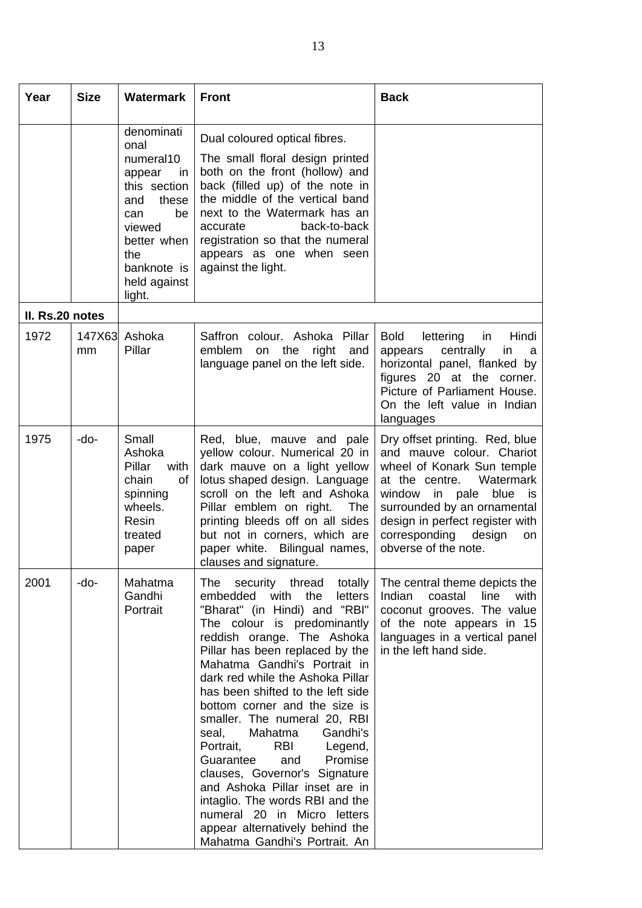| Year | Size | Watermark | Front | Back |
|---|---|---|---|---|
| | | denominational numeral10 appear in this section and these can be viewed better when the banknote is held against light. | Dual coloured optical fibres. The small floral design printed both on the front (hollow) and back (filled up) of the note in the middle of the vertical band next to the Watermark has an accurate back-to-back registration so that the numeral appears as one when seen against the light. | |
| **II. Rs.20 notes** | | | | |
| 1972 | 147X63 mm | Ashoka Pillar | Saffron colour. Ashoka Pillar emblem on the right and language panel on the left side. | Bold lettering in Hindi appears centrally in a horizontal panel, flanked by figures 20 at the corner. Picture of Parliament House. On the left value in Indian languages |
| 1975 | -do- | Small Ashoka Pillar with chain of spinning wheels. Resin treated paper | Red, blue, mauve and pale yellow colour. Numerical 20 in dark mauve on a light yellow lotus shaped design. Language scroll on the left and Ashoka Pillar emblem on right. The printing bleeds off on all sides but not in corners, which are paper white. Bilingual names, clauses and signature. | Dry offset printing. Red, blue and mauve colour. Chariot wheel of Konark Sun temple at the centre. Watermark window in pale blue is surrounded by an ornamental design in perfect register with corresponding design on obverse of the note. |
| 2001 | -do- | Mahatma Gandhi Portrait | The security thread totally embedded with the letters "Bharat" (in Hindi) and "RBI" The colour is predominantly reddish orange. The Ashoka Pillar has been replaced by the Mahatma Gandhi's Portrait in dark red while the Ashoka Pillar has been shifted to the left side bottom corner and the size is smaller. The numeral 20, RBI seal, Mahatma Gandhi's Portrait, RBI Legend, Guarantee and Promise clauses, Governor's Signature and Ashoka Pillar inset are in intaglio. The words RBI and the numeral 20 in Micro letters appear alternatively behind the Mahatma Gandhi's Portrait. An | The central theme depicts the Indian coastal line with coconut grooves. The value of the note appears in 15 languages in a vertical panel in the left hand side. |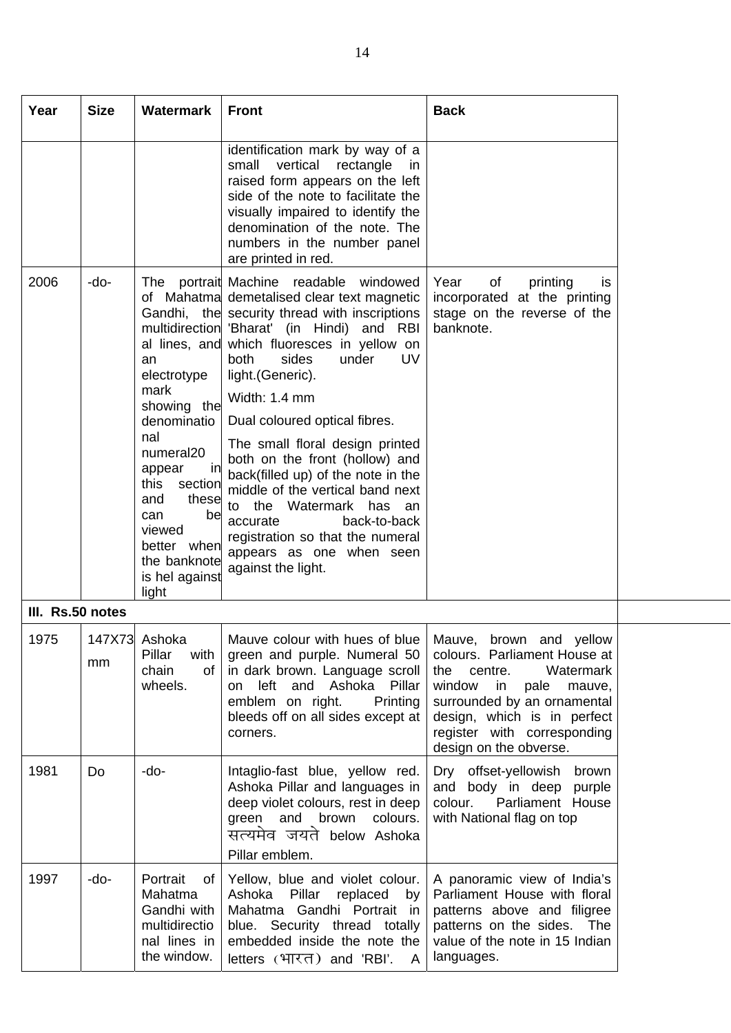| Year | Size | Watermark | Front | Back |
|---|---|---|---|---|
| | | | identification mark by way of a small vertical rectangle in raised form appears on the left side of the note to facilitate the visually impaired to identify the denomination of the note. The numbers in the number panel are printed in red. | |
| 2006 | -do- | The portrait of Mahatma Gandhi, the multidirectional lines, and an electrotype mark showing the denominational numeral20 appear in this section and these can be viewed better when the banknote is hel against light | Machine readable windowed demetalised clear text magnetic security thread with inscriptions 'Bharat' (in Hindi) and RBI which fluoresces in yellow on both sides under UV light.(Generic).<br><br>Width: 1.4 mm<br><br>Dual coloured optical fibres.<br><br>The small floral design printed both on the front (hollow) and back(filled up) of the note in the middle of the vertical band next to the Watermark has an accurate back-to-back registration so that the numeral appears as one when seen against the light. | Year of printing is incorporated at the printing stage on the reverse of the banknote. |
| **III. Rs.50 notes** | | | | |
| 1975 | 147X73 mm | Ashoka Pillar with chain of wheels. | Mauve colour with hues of blue green and purple. Numeral 50 in dark brown. Language scroll on left and Ashoka Pillar emblem on right. Printing bleeds off on all sides except at corners. | Mauve, brown and yellow colours. Parliament House at the centre. Watermark window in pale mauve, surrounded by an ornamental design, which is in perfect register with corresponding design on the obverse. |
| 1981 | Do | -do- | Intaglio-fast blue, yellow red. Ashoka Pillar and languages in deep violet colours, rest in deep green and brown colours. सत्यमेव जयते below Ashoka Pillar emblem. | Dry offset-yellowish brown and body in deep purple colour. Parliament House with National flag on top |
| 1997 | -do- | Portrait of Mahatma Gandhi with multidirectional lines in the window. | Yellow, blue and violet colour. Ashoka Pillar replaced by Mahatma Gandhi Portrait in blue. Security thread totally embedded inside the note the letters (भारत) and 'RBI'. A | A panoramic view of India's Parliament House with floral patterns above and filigree patterns on the sides. The value of the note in 15 Indian languages. |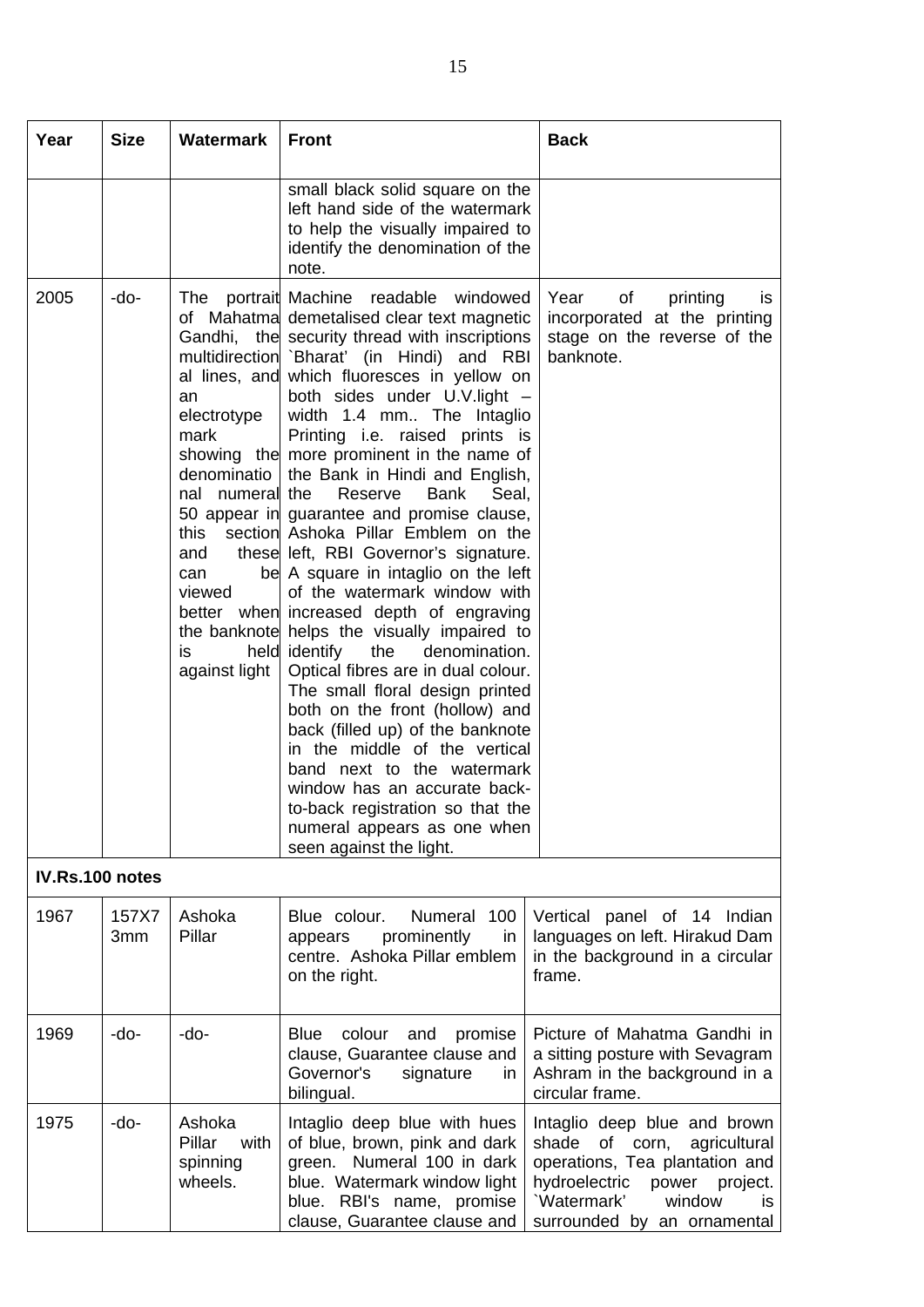| Year | Size | Watermark | Front | Back |
|---|---|---|---|---|
| | | | small black solid square on the left hand side of the watermark to help the visually impaired to identify the denomination of the note. | |
| 2005 | -do- | The portrait of Mahatma Gandhi, the multidirectional lines, and an electrotype mark showing the denominational numeral 50 appear in this section and these can be viewed better when the banknote is held against light | Machine readable windowed demetalised clear text magnetic security thread with inscriptions `Bharat' (in Hindi) and RBI which fluoresces in yellow on both sides under U.V.light – width 1.4 mm.. The Intaglio Printing i.e. raised prints is more prominent in the name of the Bank in Hindi and English, the Reserve Bank Seal, guarantee and promise clause, Ashoka Pillar Emblem on the left, RBI Governor's signature. A square in intaglio on the left of the watermark window with increased depth of engraving helps the visually impaired to identify the denomination. Optical fibres are in dual colour. The small floral design printed both on the front (hollow) and back (filled up) of the banknote in the middle of the vertical band next to the watermark window has an accurate back-to-back registration so that the numeral appears as one when seen against the light. | Year of printing is incorporated at the printing stage on the reverse of the banknote. |
| **IV.Rs.100 notes** | | | | |
| 1967 | 157X73mm | Ashoka Pillar | Blue colour. Numeral 100 appears prominently in centre. Ashoka Pillar emblem on the right. | Vertical panel of 14 Indian languages on left. Hirakud Dam in the background in a circular frame. |
| 1969 | -do- | -do- | Blue colour and promise clause, Guarantee clause and Governor's signature in bilingual. | Picture of Mahatma Gandhi in a sitting posture with Sevagram Ashram in the background in a circular frame. |
| 1975 | -do- | Ashoka Pillar with spinning wheels. | Intaglio deep blue with hues of blue, brown, pink and dark green. Numeral 100 in dark blue. Watermark window light blue. RBI's name, promise clause, Guarantee clause and | Intaglio deep blue and brown shade of corn, agricultural operations, Tea plantation and hydroelectric power project. `Watermark' window is surrounded by an ornamental |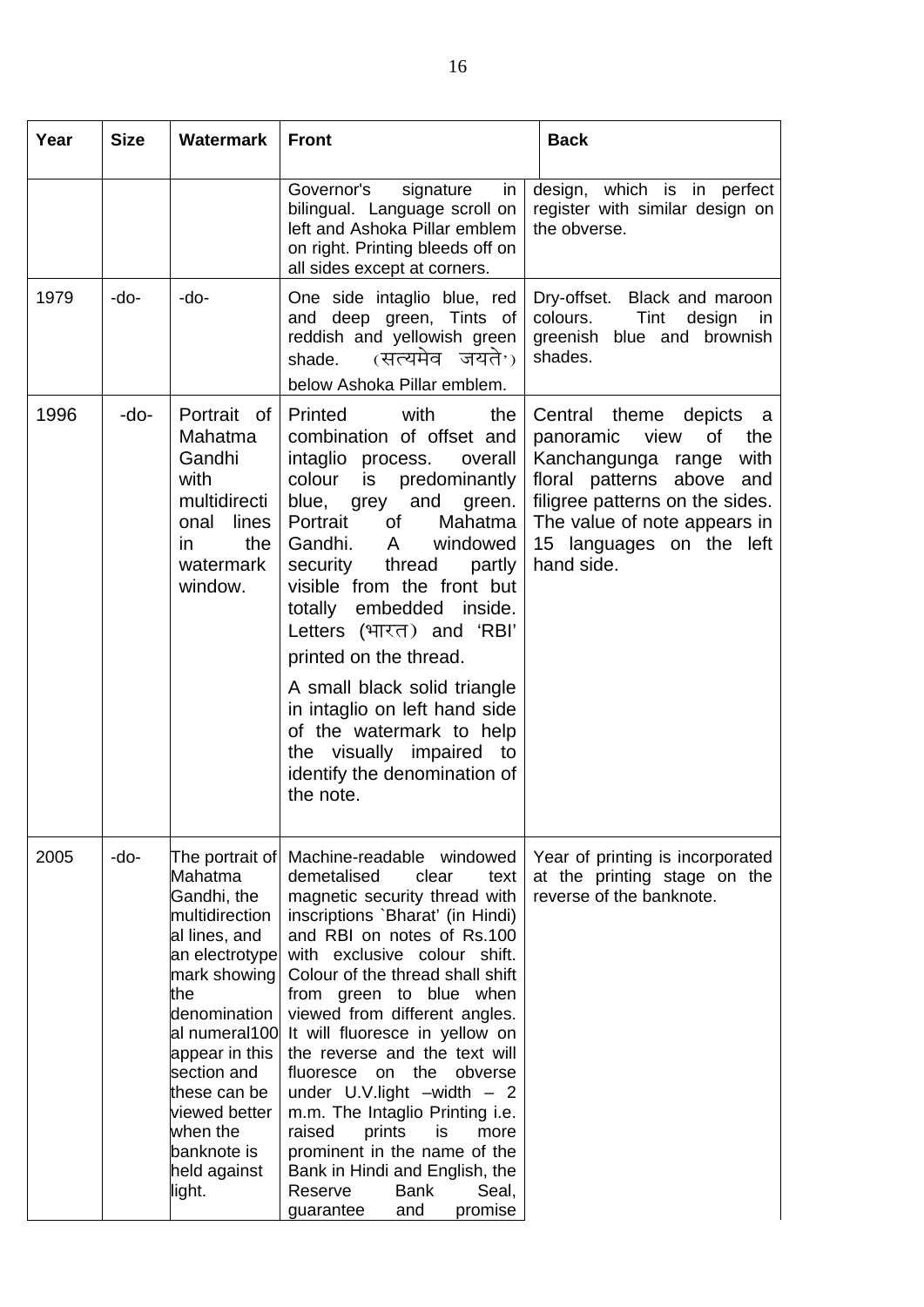| Year | Size | Watermark | Front | Back |
|---|---|---|---|---|
| | | | Governor's signature in bilingual. Language scroll on left and Ashoka Pillar emblem on right. Printing bleeds off on all sides except at corners. | design, which is in perfect register with similar design on the obverse. |
| 1979 | -do- | -do- | One side intaglio blue, red and deep green, Tints of reddish and yellowish green shade. (सत्यमेव जयते') below Ashoka Pillar emblem. | Dry-offset. Black and maroon colours. Tint design in greenish blue and brownish shades. |
| 1996 | -do- | Portrait of Mahatma Gandhi with multidirectional lines in the watermark window. | Printed with the combination of offset and intaglio process. overall colour is predominantly blue, grey and green. Portrait of Mahatma Gandhi. A windowed security thread partly visible from the front but totally embedded inside. Letters (भारत) and 'RBI' printed on the thread. A small black solid triangle in intaglio on left hand side of the watermark to help the visually impaired to identify the denomination of the note. | Central theme depicts a panoramic view of the Kanchangunga range with floral patterns above and filigree patterns on the sides. The value of note appears in 15 languages on the left hand side. |
| 2005 | -do- | The portrait of Mahatma Gandhi, the multidirectional lines, and an electrotype mark showing the denominational numeral100 appear in this section and these can be viewed better when the banknote is held against light. | Machine-readable windowed demetalised clear text magnetic security thread with inscriptions `Bharat' (in Hindi) and RBI on notes of Rs.100 with exclusive colour shift. Colour of the thread shall shift from green to blue when viewed from different angles. It will fluoresce in yellow on the reverse and the text will fluoresce on the obverse under U.V.light –width – 2 m.m. The Intaglio Printing i.e. raised prints is more prominent in the name of the Bank in Hindi and English, the Reserve Bank Seal, guarantee and promise | Year of printing is incorporated at the printing stage on the reverse of the banknote. |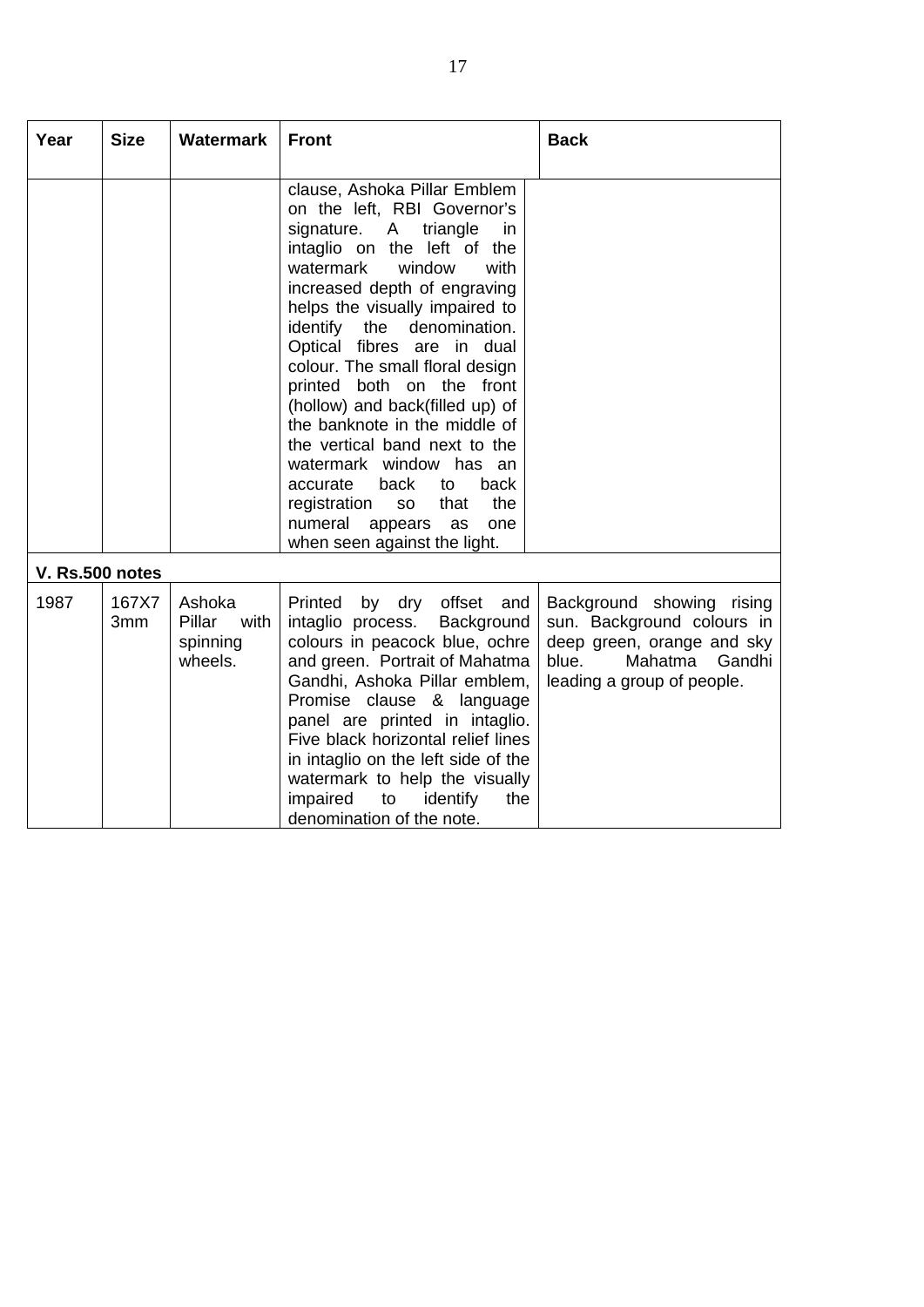| Year | Size | Watermark | Front | Back |
|---|---|---|---|---|
| | | | clause, Ashoka Pillar Emblem on the left, RBI Governor's signature. A triangle in intaglio on the left of the watermark window with increased depth of engraving helps the visually impaired to identify the denomination. Optical fibres are in dual colour. The small floral design printed both on the front (hollow) and back(filled up) of the banknote in the middle of the vertical band next to the watermark window has an accurate back to back registration so that the numeral appears as one when seen against the light. | |
| **V. Rs.500 notes** | | | | |
| 1987 | 167X73mm | Ashoka Pillar with spinning wheels. | Printed by dry offset and intaglio process. Background colours in peacock blue, ochre and green. Portrait of Mahatma Gandhi, Ashoka Pillar emblem, Promise clause & language panel are printed in intaglio. Five black horizontal relief lines in intaglio on the left side of the watermark to help the visually impaired to identify the denomination of the note. | Background showing rising sun. Background colours in deep green, orange and sky blue. Mahatma Gandhi leading a group of people. |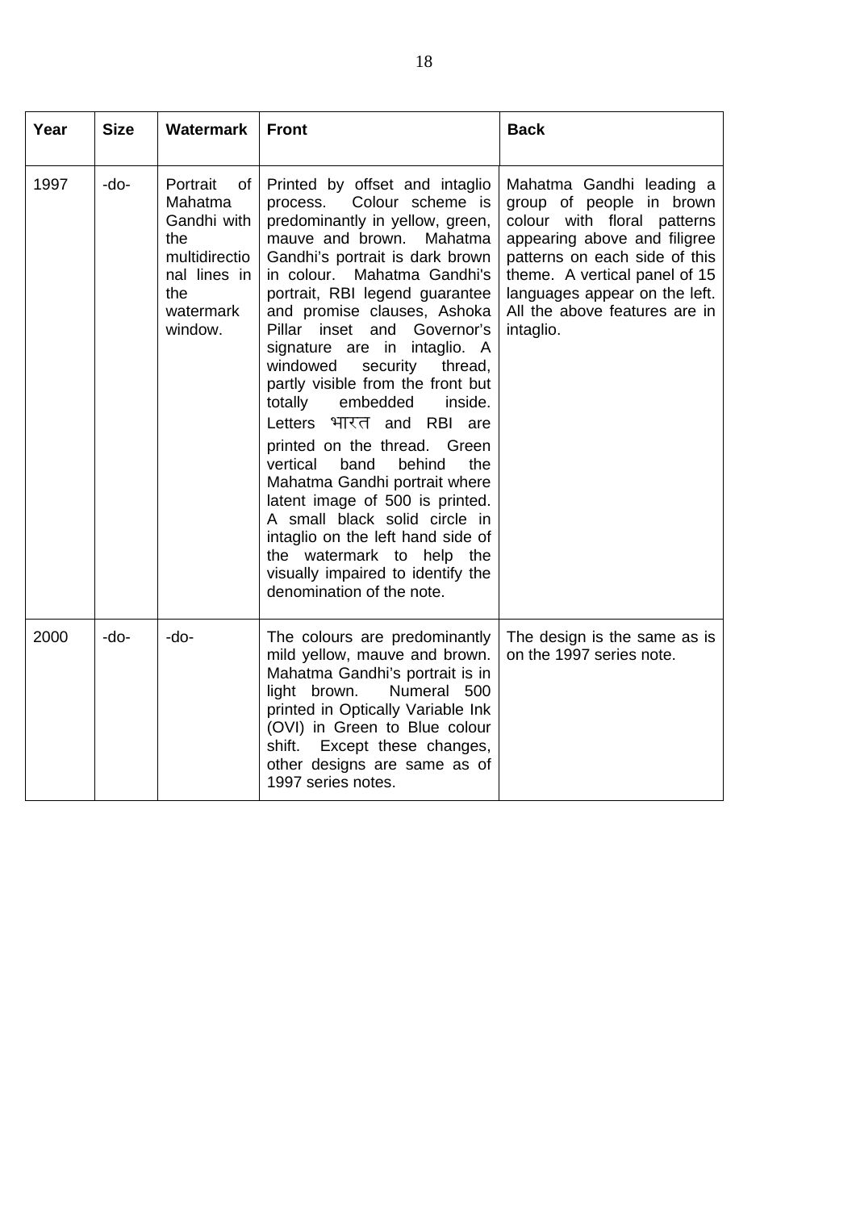| Year | Size | Watermark | Front | Back |
|---|---|---|---|---|
| 1997 | -do- | Portrait of Mahatma Gandhi with the multidirectional lines in the watermark window. | Printed by offset and intaglio process. Colour scheme is predominantly in yellow, green, mauve and brown. Mahatma Gandhi's portrait is dark brown in colour. Mahatma Gandhi's portrait, RBI legend guarantee and promise clauses, Ashoka Pillar inset and Governor's signature are in intaglio. A windowed security thread, partly visible from the front but totally embedded inside. Letters भारत and RBI are printed on the thread. Green vertical band behind the Mahatma Gandhi portrait where latent image of 500 is printed. A small black solid circle in intaglio on the left hand side of the watermark to help the visually impaired to identify the denomination of the note. | Mahatma Gandhi leading a group of people in brown colour with floral patterns appearing above and filigree patterns on each side of this theme. A vertical panel of 15 languages appear on the left. All the above features are in intaglio. |
| 2000 | -do- | -do- | The colours are predominantly mild yellow, mauve and brown. Mahatma Gandhi's portrait is in light brown. Numeral 500 printed in Optically Variable Ink (OVI) in Green to Blue colour shift. Except these changes, other designs are same as of 1997 series notes. | The design is the same as is on the 1997 series note. |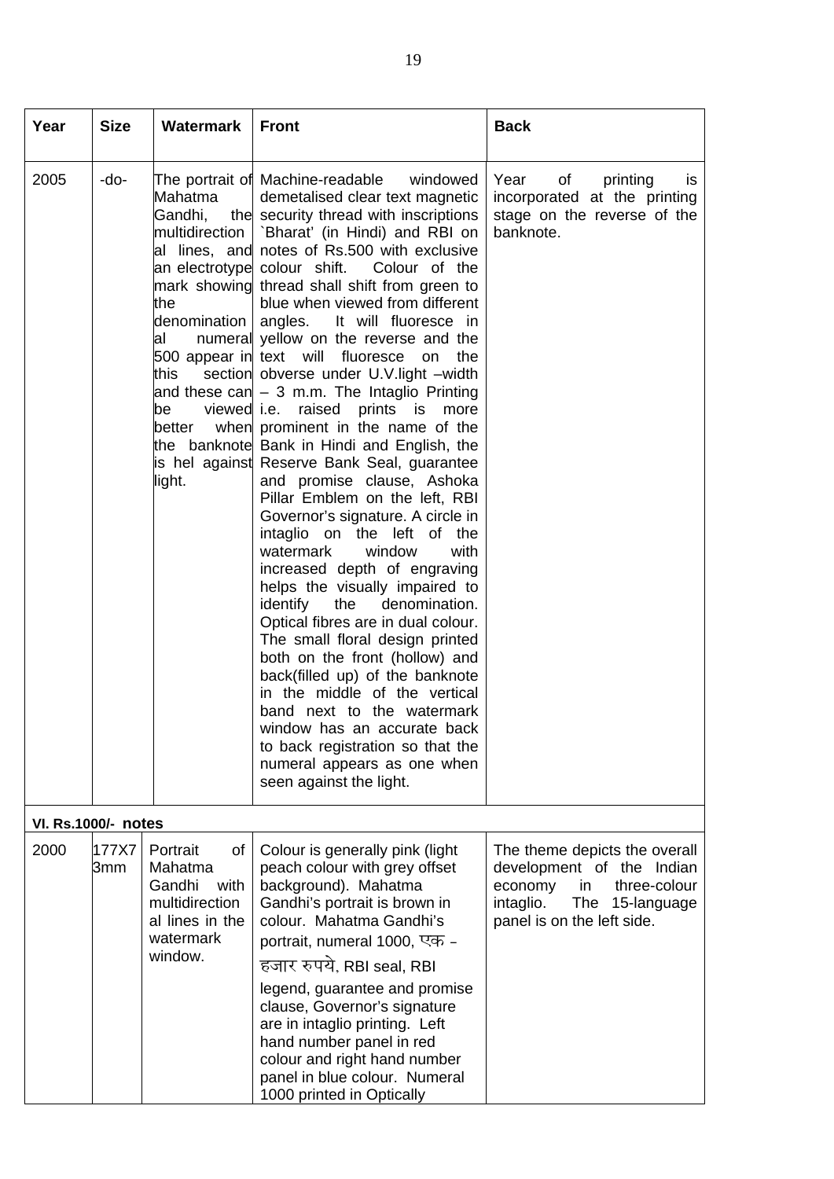| Year | Size | Watermark | Front | Back |
|---|---|---|---|---|
| 2005 | -do- | The portrait of Mahatma Gandhi, the multidirectional lines, and an electrotype mark showing the denominational numeral 500 appear in this section and these can be viewed better when the banknote is hel against light. | Machine-readable windowed demetalised clear text magnetic security thread with inscriptions `Bharat' (in Hindi) and RBI on notes of Rs.500 with exclusive colour shift. Colour of the thread shall shift from green to blue when viewed from different angles. It will fluoresce in yellow on the reverse and the text will fluoresce on the obverse under U.V.light –width – 3 m.m. The Intaglio Printing i.e. raised prints is more prominent in the name of the Bank in Hindi and English, the Reserve Bank Seal, guarantee and promise clause, Ashoka Pillar Emblem on the left, RBI Governor's signature. A circle in intaglio on the left of the watermark window with increased depth of engraving helps the visually impaired to identify the denomination. Optical fibres are in dual colour. The small floral design printed both on the front (hollow) and back(filled up) of the banknote in the middle of the vertical band next to the watermark window has an accurate back to back registration so that the numeral appears as one when seen against the light. | Year of printing is incorporated at the printing stage on the reverse of the banknote. |
| **VI. Rs.1000/- notes** | | | | |
| 2000 | 177X73mm | Portrait of Mahatma Gandhi with multidirectional lines in the watermark window. | Colour is generally pink (light peach colour with grey offset background). Mahatma Gandhi's portrait is brown in colour. Mahatma Gandhi's portrait, numeral 1000, एक – हजार रुपये, RBI seal, RBI legend, guarantee and promise clause, Governor's signature are in intaglio printing. Left hand number panel in red colour and right hand number panel in blue colour. Numeral 1000 printed in Optically | The theme depicts the overall development of the Indian economy in three-colour intaglio. The 15-language panel is on the left side. |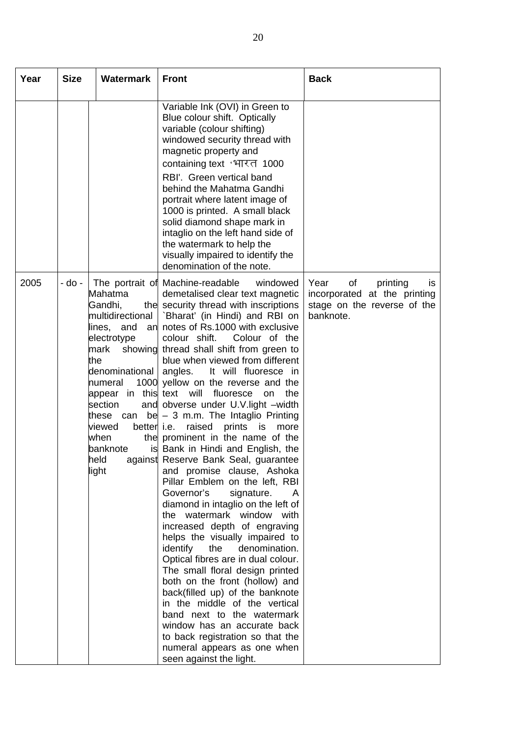| Year | Size | Watermark | Front | Back |
|---|---|---|---|---|
| | | | Variable Ink (OVI) in Green to Blue colour shift. Optically variable (colour shifting) windowed security thread with magnetic property and containing text 'भारत 1000 RBI'. Green vertical band behind the Mahatma Gandhi portrait where latent image of 1000 is printed. A small black solid diamond shape mark in intaglio on the left hand side of the watermark to help the visually impaired to identify the denomination of the note. | |
| 2005 | - do - | The portrait of Mahatma Gandhi, the multidirectional lines, and an electrotype mark showing the denominational numeral 1000 appear in this section and these can be viewed better when the banknote is held against light | Machine-readable windowed demetalised clear text magnetic security thread with inscriptions `Bharat' (in Hindi) and RBI on notes of Rs.1000 with exclusive colour shift. Colour of the thread shall shift from green to blue when viewed from different angles. It will fluoresce in yellow on the reverse and the text will fluoresce on the obverse under U.V.light –width – 3 m.m. The Intaglio Printing i.e. raised prints is more prominent in the name of the Bank in Hindi and English, the Reserve Bank Seal, guarantee and promise clause, Ashoka Pillar Emblem on the left, RBI Governor's signature. A diamond in intaglio on the left of the watermark window with increased depth of engraving helps the visually impaired to identify the denomination. Optical fibres are in dual colour. The small floral design printed both on the front (hollow) and back(filled up) of the banknote in the middle of the vertical band next to the watermark window has an accurate back to back registration so that the numeral appears as one when seen against the light. | Year of printing is incorporated at the printing stage on the reverse of the banknote. |